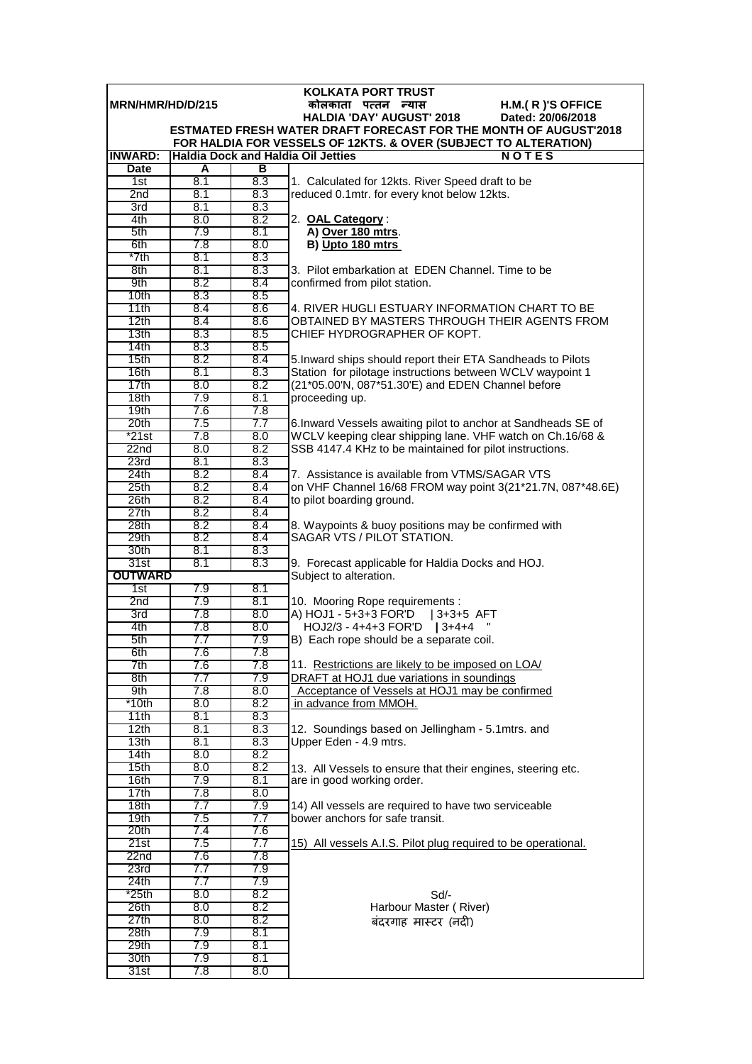**KOLKATA PORT TRUST**

**MRN/HMR/HD/D/215** — **कोलकाता पत्तन न्यास** — **H.M.( R )'S OFFICE**

**HALDIA 'DAY' AUGUST' 2018** — **Dated: 20/06/2018**

**ESTMATED FRESH WATER DRAFT FORECAST FOR THE MONTH OF AUGUST'2018**

**FOR HALDIA FOR VESSELS OF 12KTS. & OVER (SUBJECT TO ALTERATION)**

**INWARD: Haldia Dock and Haldia Oil Jetties**

| Date | A | B |
|---|---|---|
| 1st | 8.1 | 8.3 |
| 2nd | 8.1 | 8.3 |
| 3rd | 8.1 | 8.3 |
| 4th | 8.0 | 8.2 |
| 5th | 7.9 | 8.1 |
| 6th | 7.8 | 8.0 |
| *7th | 8.1 | 8.3 |
| 8th | 8.1 | 8.3 |
| 9th | 8.2 | 8.4 |
| 10th | 8.3 | 8.5 |
| 11th | 8.4 | 8.6 |
| 12th | 8.4 | 8.6 |
| 13th | 8.3 | 8.5 |
| 14th | 8.3 | 8.5 |
| 15th | 8.2 | 8.4 |
| 16th | 8.1 | 8.3 |
| 17th | 8.0 | 8.2 |
| 18th | 7.9 | 8.1 |
| 19th | 7.6 | 7.8 |
| 20th | 7.5 | 7.7 |
| *21st | 7.8 | 8.0 |
| 22nd | 8.0 | 8.2 |
| 23rd | 8.1 | 8.3 |
| 24th | 8.2 | 8.4 |
| 25th | 8.2 | 8.4 |
| 26th | 8.2 | 8.4 |
| 27th | 8.2 | 8.4 |
| 28th | 8.2 | 8.4 |
| 29th | 8.2 | 8.4 |
| 30th | 8.1 | 8.3 |
| 31st | 8.1 | 8.3 |
| **OUTWARD** | | |
| 1st | 7.9 | 8.1 |
| 2nd | 7.9 | 8.1 |
| 3rd | 7.8 | 8.0 |
| 4th | 7.8 | 8.0 |
| 5th | 7.7 | 7.9 |
| 6th | 7.6 | 7.8 |
| 7th | 7.6 | 7.8 |
| 8th | 7.7 | 7.9 |
| 9th | 7.8 | 8.0 |
| *10th | 8.0 | 8.2 |
| 11th | 8.1 | 8.3 |
| 12th | 8.1 | 8.3 |
| 13th | 8.1 | 8.3 |
| 14th | 8.0 | 8.2 |
| 15th | 8.0 | 8.2 |
| 16th | 7.9 | 8.1 |
| 17th | 7.8 | 8.0 |
| 18th | 7.7 | 7.9 |
| 19th | 7.5 | 7.7 |
| 20th | 7.4 | 7.6 |
| 21st | 7.5 | 7.7 |
| 22nd | 7.6 | 7.8 |
| 23rd | 7.7 | 7.9 |
| 24th | 7.7 | 7.9 |
| *25th | 8.0 | 8.2 |
| 26th | 8.0 | 8.2 |
| 27th | 8.0 | 8.2 |
| 28th | 7.9 | 8.1 |
| 29th | 7.9 | 8.1 |
| 30th | 7.9 | 8.1 |
| 31st | 7.8 | 8.0 |

**N O T E S**

1. Calculated for 12kts. River Speed draft to be reduced 0.1mtr. for every knot below 12kts.

2. **OAL Category** :
   **A) Over 180 mtrs**.
   **B) Upto 180 mtrs**

3. Pilot embarkation at EDEN Channel. Time to be confirmed from pilot station.

4. RIVER HUGLI ESTUARY INFORMATION CHART TO BE OBTAINED BY MASTERS THROUGH THEIR AGENTS FROM CHIEF HYDROGRAPHER OF KOPT.

5. Inward ships should report their ETA Sandheads to Pilots Station for pilotage instructions between WCLV waypoint 1 (21*05.00'N, 087*51.30'E) and EDEN Channel before proceeding up.

6. Inward Vessels awaiting pilot to anchor at Sandheads SE of WCLV keeping clear shipping lane. VHF watch on Ch.16/68 & SSB 4147.4 KHz to be maintained for pilot instructions.

7. Assistance is available from VTMS/SAGAR VTS on VHF Channel 16/68 FROM way point 3(21*21.7N, 087*48.6E) to pilot boarding ground.

8. Waypoints & buoy positions may be confirmed with SAGAR VTS / PILOT STATION.

9. Forecast applicable for Haldia Docks and HOJ. Subject to alteration.

10. Mooring Rope requirements :
    A) HOJ1 - 5+3+3 FOR'D | 3+3+5 AFT
    HOJ2/3 - 4+4+3 FOR'D | 3+4+4 "
    B) Each rope should be a separate coil.

11. Restrictions are likely to be imposed on LOA/ DRAFT at HOJ1 due variations in soundings Acceptance of Vessels at HOJ1 may be confirmed in advance from MMOH.

12. Soundings based on Jellingham - 5.1mtrs. and Upper Eden - 4.9 mtrs.

13. All Vessels to ensure that their engines, steering etc. are in good working order.

14) All vessels are required to have two serviceable bower anchors for safe transit.

15) All vessels A.I.S. Pilot plug required to be operational.

Sd/-
Harbour Master ( River)
बंदरगाह मास्टर (नदी)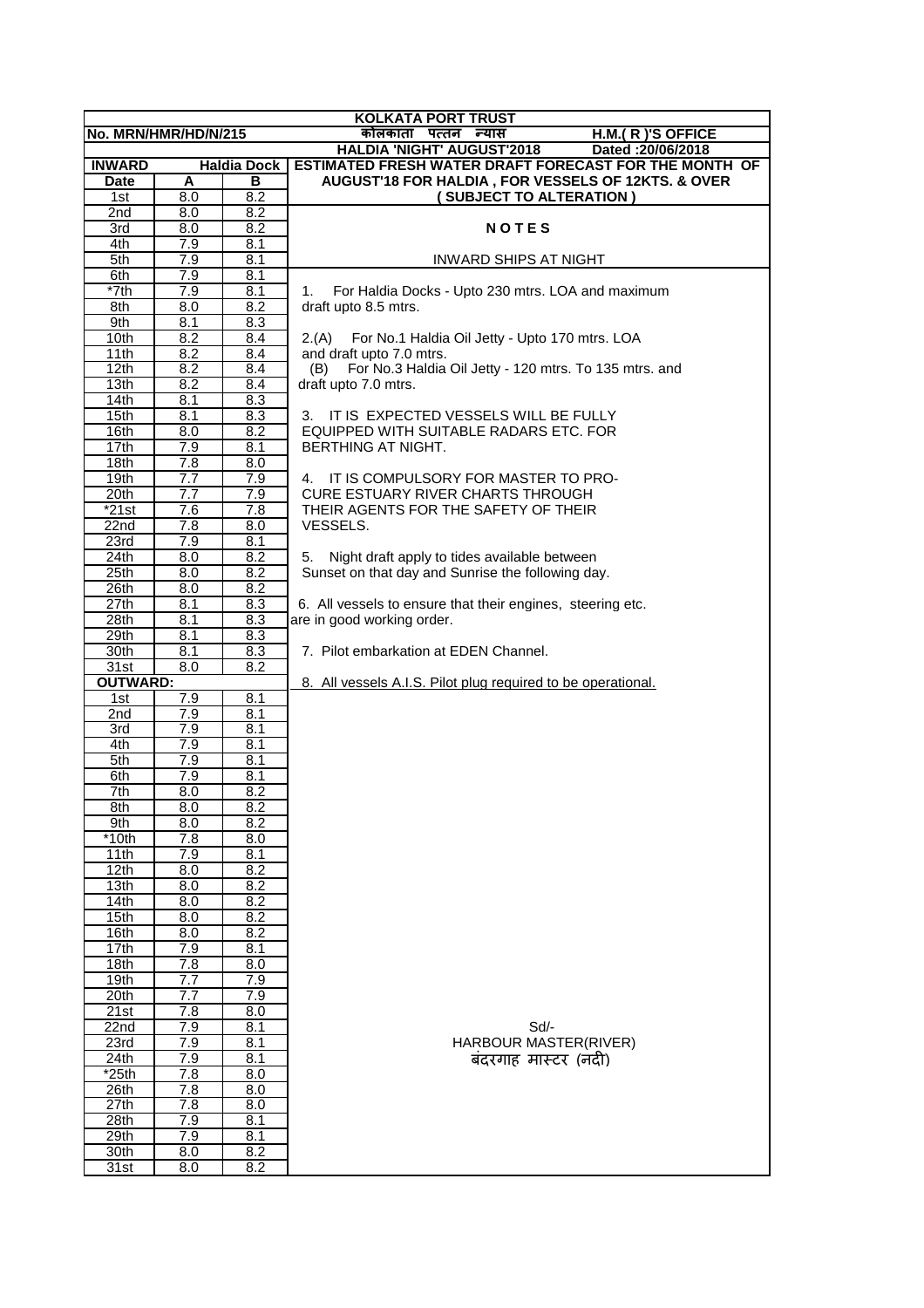**KOLKATA PORT TRUST**

**No. MRN/HMR/HD/N/215** **कोलकाता पत्तन न्यास** **H.M.( R )'S OFFICE**

**HALDIA 'NIGHT' AUGUST'2018** **Dated :20/06/2018**

**ESTIMATED FRESH WATER DRAFT FORECAST FOR THE MONTH OF AUGUST'18 FOR HALDIA , FOR VESSELS OF 12KTS. & OVER**

**( SUBJECT TO ALTERATION )**

| INWARD | Haldia Dock | |
|---|---|---|
| Date | A | B |
| 1st | 8.0 | 8.2 |
| 2nd | 8.0 | 8.2 |
| 3rd | 8.0 | 8.2 |
| 4th | 7.9 | 8.1 |
| 5th | 7.9 | 8.1 |
| 6th | 7.9 | 8.1 |
| *7th | 7.9 | 8.1 |
| 8th | 8.0 | 8.2 |
| 9th | 8.1 | 8.3 |
| 10th | 8.2 | 8.4 |
| 11th | 8.2 | 8.4 |
| 12th | 8.2 | 8.4 |
| 13th | 8.2 | 8.4 |
| 14th | 8.1 | 8.3 |
| 15th | 8.1 | 8.3 |
| 16th | 8.0 | 8.2 |
| 17th | 7.9 | 8.1 |
| 18th | 7.8 | 8.0 |
| 19th | 7.7 | 7.9 |
| 20th | 7.7 | 7.9 |
| *21st | 7.6 | 7.8 |
| 22nd | 7.8 | 8.0 |
| 23rd | 7.9 | 8.1 |
| 24th | 8.0 | 8.2 |
| 25th | 8.0 | 8.2 |
| 26th | 8.0 | 8.2 |
| 27th | 8.1 | 8.3 |
| 28th | 8.1 | 8.3 |
| 29th | 8.1 | 8.3 |
| 30th | 8.1 | 8.3 |
| 31st | 8.0 | 8.2 |
| **OUTWARD:** | | |
| 1st | 7.9 | 8.1 |
| 2nd | 7.9 | 8.1 |
| 3rd | 7.9 | 8.1 |
| 4th | 7.9 | 8.1 |
| 5th | 7.9 | 8.1 |
| 6th | 7.9 | 8.1 |
| 7th | 8.0 | 8.2 |
| 8th | 8.0 | 8.2 |
| 9th | 8.0 | 8.2 |
| *10th | 7.8 | 8.0 |
| 11th | 7.9 | 8.1 |
| 12th | 8.0 | 8.2 |
| 13th | 8.0 | 8.2 |
| 14th | 8.0 | 8.2 |
| 15th | 8.0 | 8.2 |
| 16th | 8.0 | 8.2 |
| 17th | 7.9 | 8.1 |
| 18th | 7.8 | 8.0 |
| 19th | 7.7 | 7.9 |
| 20th | 7.7 | 7.9 |
| 21st | 7.8 | 8.0 |
| 22nd | 7.9 | 8.1 |
| 23rd | 7.9 | 8.1 |
| 24th | 7.9 | 8.1 |
| *25th | 7.8 | 8.0 |
| 26th | 7.8 | 8.0 |
| 27th | 7.8 | 8.0 |
| 28th | 7.9 | 8.1 |
| 29th | 7.9 | 8.1 |
| 30th | 8.0 | 8.2 |
| 31st | 8.0 | 8.2 |

**N O T E S**

INWARD SHIPS AT NIGHT

1. For Haldia Docks - Upto 230 mtrs. LOA and maximum draft upto 8.5 mtrs.

2.(A) For No.1 Haldia Oil Jetty - Upto 170 mtrs. LOA and draft upto 7.0 mtrs.
(B) For No.3 Haldia Oil Jetty - 120 mtrs. To 135 mtrs. and draft upto 7.0 mtrs.

3. IT IS EXPECTED VESSELS WILL BE FULLY EQUIPPED WITH SUITABLE RADARS ETC. FOR BERTHING AT NIGHT.

4. IT IS COMPULSORY FOR MASTER TO PROCURE ESTUARY RIVER CHARTS THROUGH THEIR AGENTS FOR THE SAFETY OF THEIR VESSELS.

5. Night draft apply to tides available between Sunset on that day and Sunrise the following day.

6. All vessels to ensure that their engines, steering etc. are in good working order.

7. Pilot embarkation at EDEN Channel.

8. All vessels A.I.S. Pilot plug required to be operational.

Sd/-
HARBOUR MASTER(RIVER)
बंदरगाह मास्टर (नदी)